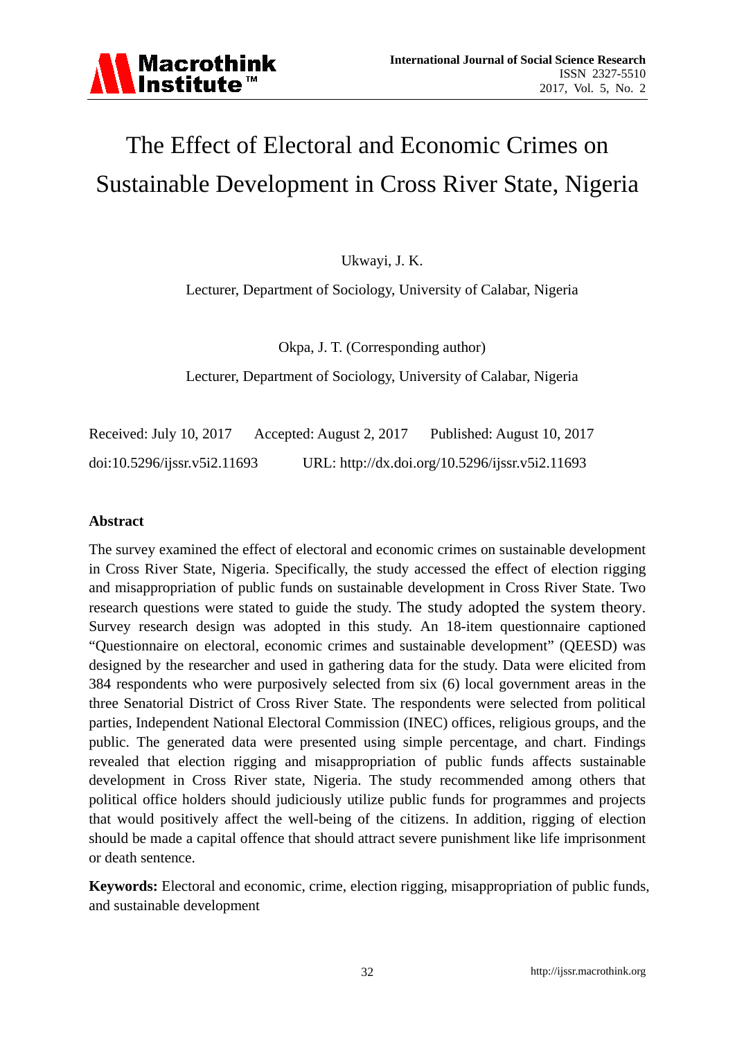# The Effect of Electoral and Economic Crimes on Sustainable Development in Cross River State, Nigeria

Ukwayi, J. K.

Lecturer, Department of Sociology, University of Calabar, Nigeria

Okpa, J. T. (Corresponding author)

Lecturer, Department of Sociology, University of Calabar, Nigeria

Received: July 10, 2017 Accepted: August 2, 2017 Published: August 10, 2017

doi:10.5296/ijssr.v5i2.11693 URL: http://dx.doi.org/10.5296/ijssr.v5i2.11693

## Abstract

The survey examined the effect of electoral and economic crimes on sustainable development in Cross River State, Nigeria. Specifically, the study accessed the effect of election rigging and misappropriation of public funds on sustainable development in Cross River State. Two research questions were stated to guide the study. The study adopted the system theory. Survey research design was adopted in this study. An 18-item questionnaire captioned "Questionnaire on electoral, economic crimes and sustainable development" (QEESD) was designed by the researcher and used in gathering data for the study. Data were elicited from 384 respondents who were purposively selected from six (6) local government areas in the three Senatorial District of Cross River State. The respondents were selected from political parties, Independent National Electoral Commission (INEC) offices, religious groups, and the public. The generated data were presented using simple percentage, and chart. Findings revealed that election rigging and misappropriation of public funds affects sustainable development in Cross River state, Nigeria. The study recommended among others that political office holders should judiciously utilize public funds for programmes and projects that would positively affect the well-being of the citizens. In addition, rigging of election should be made a capital offence that should attract severe punishment like life imprisonment or death sentence.

**Keywords:** Electoral and economic, crime, election rigging, misappropriation of public funds, and sustainable development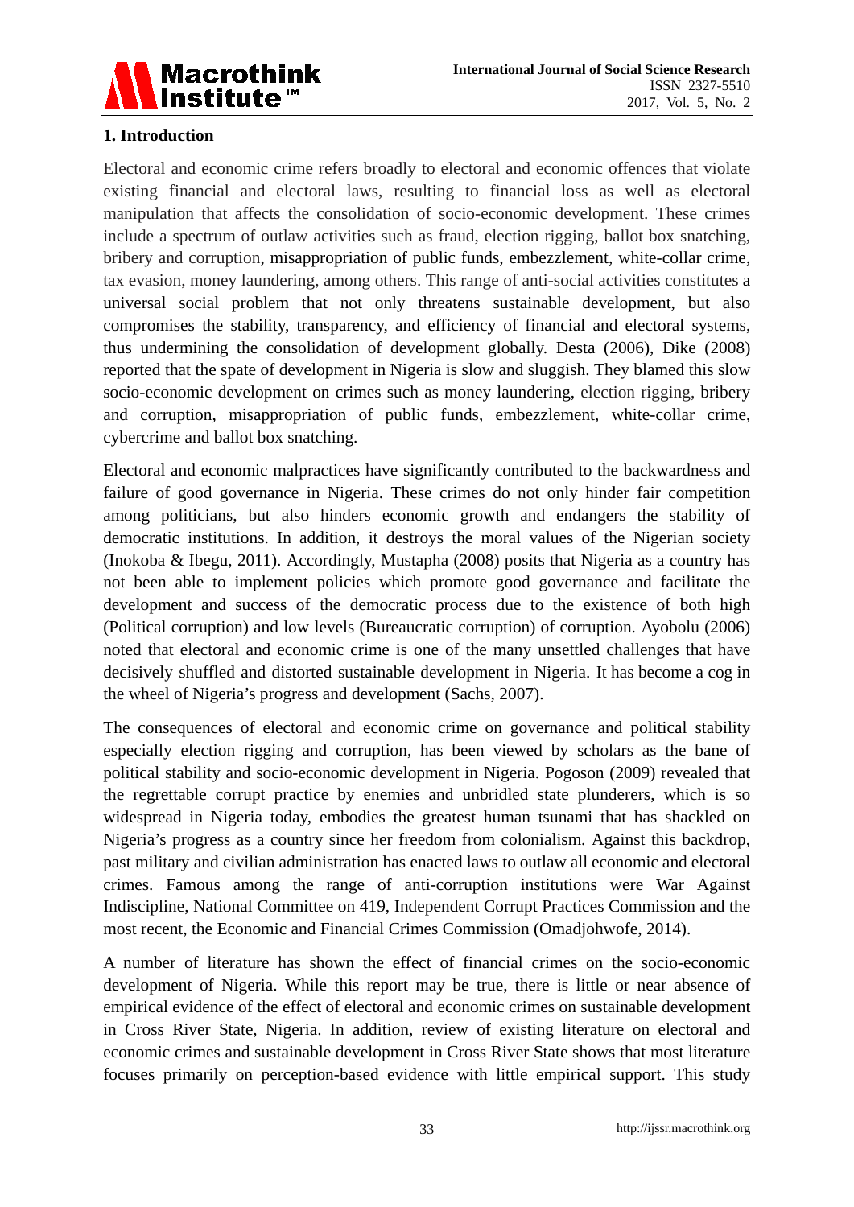## 1. Introduction

Electoral and economic crime refers broadly to electoral and economic offences that violate existing financial and electoral laws, resulting to financial loss as well as electoral manipulation that affects the consolidation of socio-economic development. These crimes include a spectrum of outlaw activities such as fraud, election rigging, ballot box snatching, bribery and corruption, misappropriation of public funds, embezzlement, white-collar crime, tax evasion, money laundering, among others. This range of anti-social activities constitutes a universal social problem that not only threatens sustainable development, but also compromises the stability, transparency, and efficiency of financial and electoral systems, thus undermining the consolidation of development globally. Desta (2006), Dike (2008) reported that the spate of development in Nigeria is slow and sluggish. They blamed this slow socio-economic development on crimes such as money laundering, election rigging, bribery and corruption, misappropriation of public funds, embezzlement, white-collar crime, cybercrime and ballot box snatching.

Electoral and economic malpractices have significantly contributed to the backwardness and failure of good governance in Nigeria. These crimes do not only hinder fair competition among politicians, but also hinders economic growth and endangers the stability of democratic institutions. In addition, it destroys the moral values of the Nigerian society (Inokoba & Ibegu, 2011). Accordingly, Mustapha (2008) posits that Nigeria as a country has not been able to implement policies which promote good governance and facilitate the development and success of the democratic process due to the existence of both high (Political corruption) and low levels (Bureaucratic corruption) of corruption. Ayobolu (2006) noted that electoral and economic crime is one of the many unsettled challenges that have decisively shuffled and distorted sustainable development in Nigeria. It has become a cog in the wheel of Nigeria's progress and development (Sachs, 2007).

The consequences of electoral and economic crime on governance and political stability especially election rigging and corruption, has been viewed by scholars as the bane of political stability and socio-economic development in Nigeria. Pogoson (2009) revealed that the regrettable corrupt practice by enemies and unbridled state plunderers, which is so widespread in Nigeria today, embodies the greatest human tsunami that has shackled on Nigeria's progress as a country since her freedom from colonialism. Against this backdrop, past military and civilian administration has enacted laws to outlaw all economic and electoral crimes. Famous among the range of anti-corruption institutions were War Against Indiscipline, National Committee on 419, Independent Corrupt Practices Commission and the most recent, the Economic and Financial Crimes Commission (Omadjohwofe, 2014).

A number of literature has shown the effect of financial crimes on the socio-economic development of Nigeria. While this report may be true, there is little or near absence of empirical evidence of the effect of electoral and economic crimes on sustainable development in Cross River State, Nigeria. In addition, review of existing literature on electoral and economic crimes and sustainable development in Cross River State shows that most literature focuses primarily on perception-based evidence with little empirical support. This study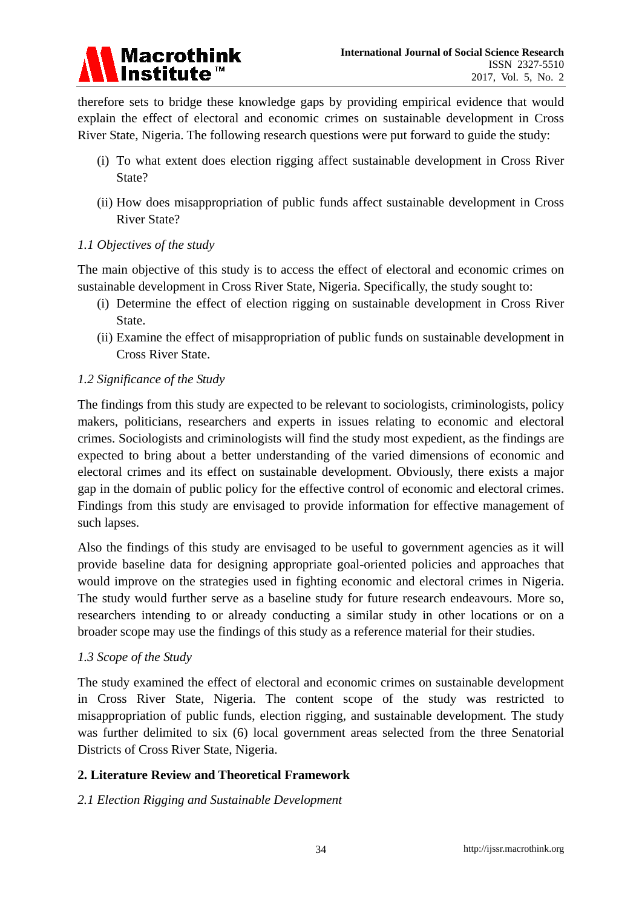therefore sets to bridge these knowledge gaps by providing empirical evidence that would explain the effect of electoral and economic crimes on sustainable development in Cross River State, Nigeria. The following research questions were put forward to guide the study:

(i) To what extent does election rigging affect sustainable development in Cross River State?

(ii) How does misappropriation of public funds affect sustainable development in Cross River State?

### *1.1 Objectives of the study*

The main objective of this study is to access the effect of electoral and economic crimes on sustainable development in Cross River State, Nigeria. Specifically, the study sought to:

(i) Determine the effect of election rigging on sustainable development in Cross River State.

(ii) Examine the effect of misappropriation of public funds on sustainable development in Cross River State.

### *1.2 Significance of the Study*

The findings from this study are expected to be relevant to sociologists, criminologists, policy makers, politicians, researchers and experts in issues relating to economic and electoral crimes. Sociologists and criminologists will find the study most expedient, as the findings are expected to bring about a better understanding of the varied dimensions of economic and electoral crimes and its effect on sustainable development. Obviously, there exists a major gap in the domain of public policy for the effective control of economic and electoral crimes. Findings from this study are envisaged to provide information for effective management of such lapses.

Also the findings of this study are envisaged to be useful to government agencies as it will provide baseline data for designing appropriate goal-oriented policies and approaches that would improve on the strategies used in fighting economic and electoral crimes in Nigeria. The study would further serve as a baseline study for future research endeavours. More so, researchers intending to or already conducting a similar study in other locations or on a broader scope may use the findings of this study as a reference material for their studies.

### *1.3 Scope of the Study*

The study examined the effect of electoral and economic crimes on sustainable development in Cross River State, Nigeria. The content scope of the study was restricted to misappropriation of public funds, election rigging, and sustainable development. The study was further delimited to six (6) local government areas selected from the three Senatorial Districts of Cross River State, Nigeria.

## 2. Literature Review and Theoretical Framework

### *2.1 Election Rigging and Sustainable Development*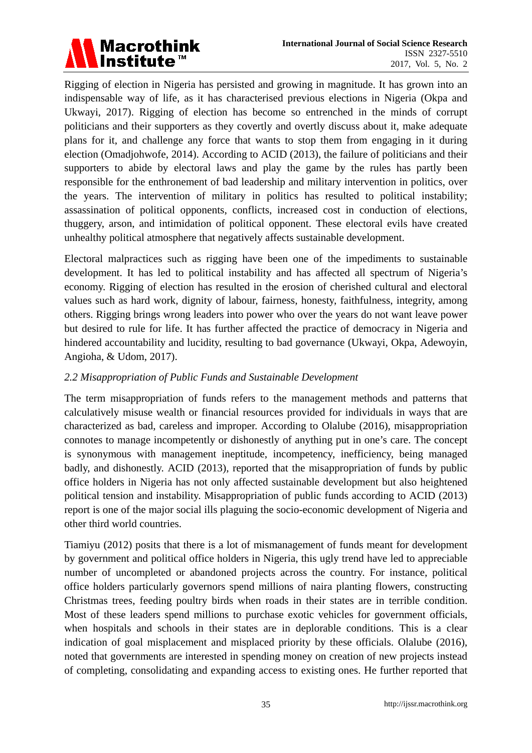Rigging of election in Nigeria has persisted and growing in magnitude. It has grown into an indispensable way of life, as it has characterised previous elections in Nigeria (Okpa and Ukwayi, 2017). Rigging of election has become so entrenched in the minds of corrupt politicians and their supporters as they covertly and overtly discuss about it, make adequate plans for it, and challenge any force that wants to stop them from engaging in it during election (Omadjohwofe, 2014). According to ACID (2013), the failure of politicians and their supporters to abide by electoral laws and play the game by the rules has partly been responsible for the enthronement of bad leadership and military intervention in politics, over the years. The intervention of military in politics has resulted to political instability; assassination of political opponents, conflicts, increased cost in conduction of elections, thuggery, arson, and intimidation of political opponent. These electoral evils have created unhealthy political atmosphere that negatively affects sustainable development.

Electoral malpractices such as rigging have been one of the impediments to sustainable development. It has led to political instability and has affected all spectrum of Nigeria's economy. Rigging of election has resulted in the erosion of cherished cultural and electoral values such as hard work, dignity of labour, fairness, honesty, faithfulness, integrity, among others. Rigging brings wrong leaders into power who over the years do not want leave power but desired to rule for life. It has further affected the practice of democracy in Nigeria and hindered accountability and lucidity, resulting to bad governance (Ukwayi, Okpa, Adewoyin, Angioha, & Udom, 2017).

*2.2 Misappropriation of Public Funds and Sustainable Development*

The term misappropriation of funds refers to the management methods and patterns that calculatively misuse wealth or financial resources provided for individuals in ways that are characterized as bad, careless and improper. According to Olalube (2016), misappropriation connotes to manage incompetently or dishonestly of anything put in one's care. The concept is synonymous with management ineptitude, incompetency, inefficiency, being managed badly, and dishonestly. ACID (2013), reported that the misappropriation of funds by public office holders in Nigeria has not only affected sustainable development but also heightened political tension and instability. Misappropriation of public funds according to ACID (2013) report is one of the major social ills plaguing the socio-economic development of Nigeria and other third world countries.

Tiamiyu (2012) posits that there is a lot of mismanagement of funds meant for development by government and political office holders in Nigeria, this ugly trend have led to appreciable number of uncompleted or abandoned projects across the country. For instance, political office holders particularly governors spend millions of naira planting flowers, constructing Christmas trees, feeding poultry birds when roads in their states are in terrible condition. Most of these leaders spend millions to purchase exotic vehicles for government officials, when hospitals and schools in their states are in deplorable conditions. This is a clear indication of goal misplacement and misplaced priority by these officials. Olalube (2016), noted that governments are interested in spending money on creation of new projects instead of completing, consolidating and expanding access to existing ones. He further reported that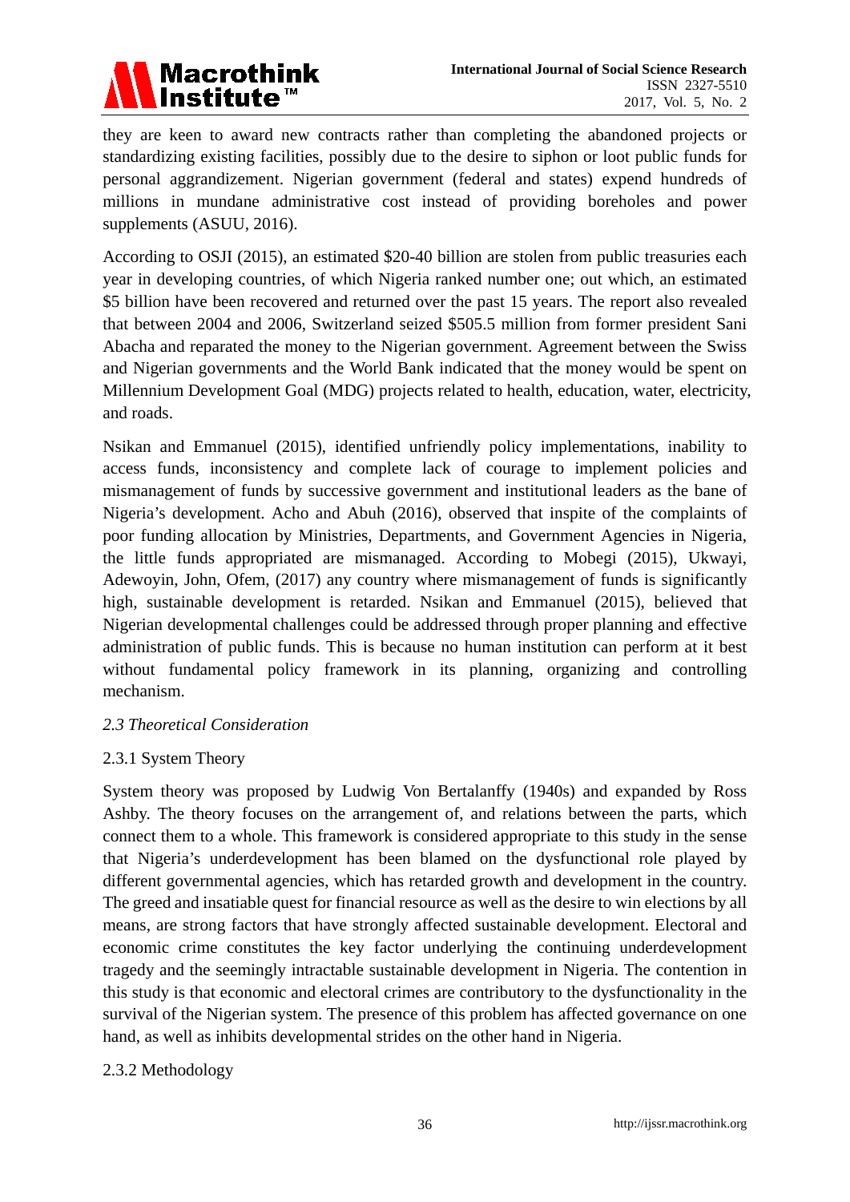they are keen to award new contracts rather than completing the abandoned projects or standardizing existing facilities, possibly due to the desire to siphon or loot public funds for personal aggrandizement. Nigerian government (federal and states) expend hundreds of millions in mundane administrative cost instead of providing boreholes and power supplements (ASUU, 2016).

According to OSJI (2015), an estimated $20-40 billion are stolen from public treasuries each year in developing countries, of which Nigeria ranked number one; out which, an estimated $5 billion have been recovered and returned over the past 15 years. The report also revealed that between 2004 and 2006, Switzerland seized $505.5 million from former president Sani Abacha and reparated the money to the Nigerian government. Agreement between the Swiss and Nigerian governments and the World Bank indicated that the money would be spent on Millennium Development Goal (MDG) projects related to health, education, water, electricity, and roads.

Nsikan and Emmanuel (2015), identified unfriendly policy implementations, inability to access funds, inconsistency and complete lack of courage to implement policies and mismanagement of funds by successive government and institutional leaders as the bane of Nigeria's development. Acho and Abuh (2016), observed that inspite of the complaints of poor funding allocation by Ministries, Departments, and Government Agencies in Nigeria, the little funds appropriated are mismanaged. According to Mobegi (2015), Ukwayi, Adewoyin, John, Ofem, (2017) any country where mismanagement of funds is significantly high, sustainable development is retarded. Nsikan and Emmanuel (2015), believed that Nigerian developmental challenges could be addressed through proper planning and effective administration of public funds. This is because no human institution can perform at it best without fundamental policy framework in its planning, organizing and controlling mechanism.

### *2.3 Theoretical Consideration*

#### 2.3.1 System Theory

System theory was proposed by Ludwig Von Bertalanffy (1940s) and expanded by Ross Ashby. The theory focuses on the arrangement of, and relations between the parts, which connect them to a whole. This framework is considered appropriate to this study in the sense that Nigeria's underdevelopment has been blamed on the dysfunctional role played by different governmental agencies, which has retarded growth and development in the country. The greed and insatiable quest for financial resource as well as the desire to win elections by all means, are strong factors that have strongly affected sustainable development. Electoral and economic crime constitutes the key factor underlying the continuing underdevelopment tragedy and the seemingly intractable sustainable development in Nigeria. The contention in this study is that economic and electoral crimes are contributory to the dysfunctionality in the survival of the Nigerian system. The presence of this problem has affected governance on one hand, as well as inhibits developmental strides on the other hand in Nigeria.

#### 2.3.2 Methodology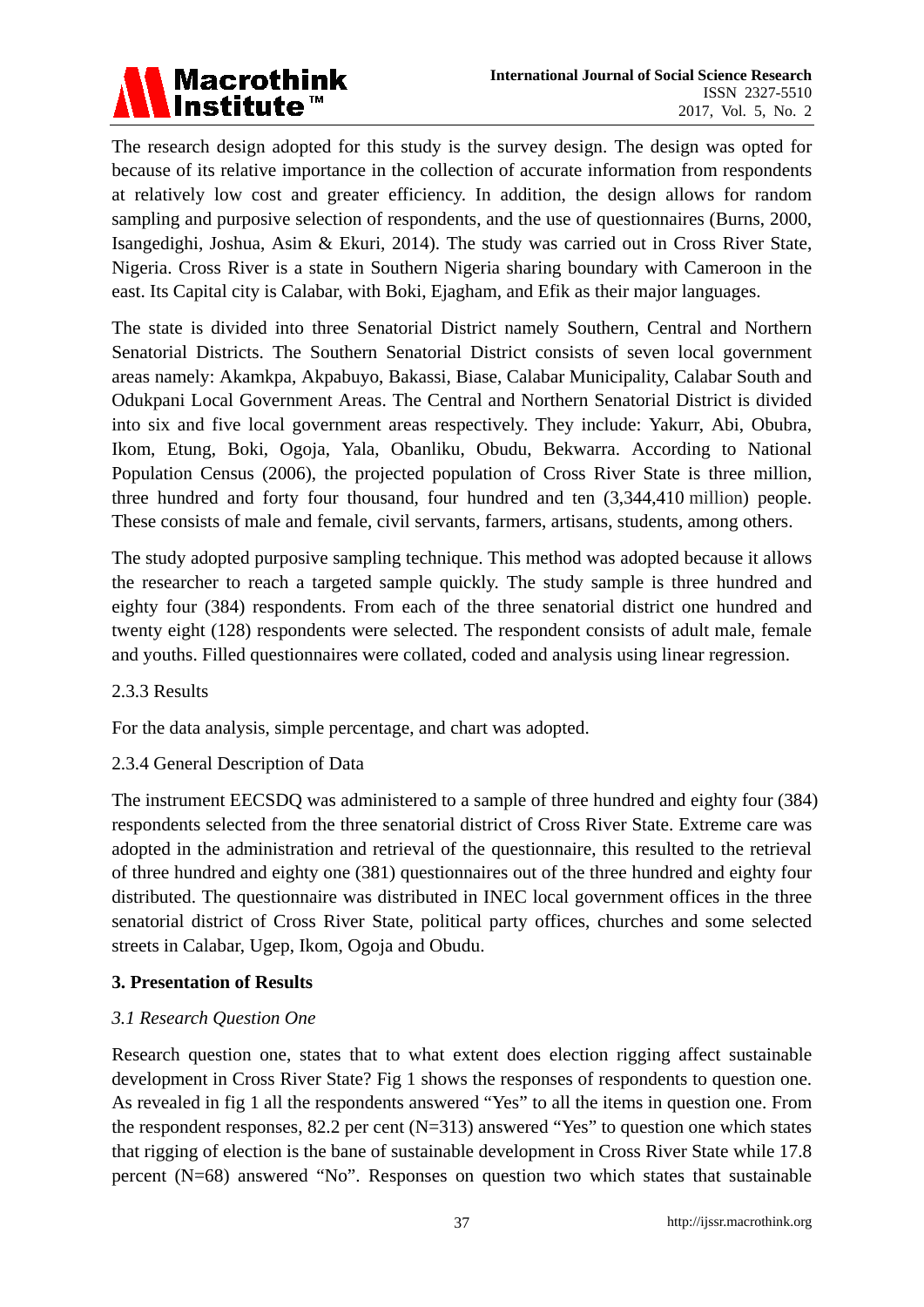The research design adopted for this study is the survey design. The design was opted for because of its relative importance in the collection of accurate information from respondents at relatively low cost and greater efficiency. In addition, the design allows for random sampling and purposive selection of respondents, and the use of questionnaires (Burns, 2000, Isangedighi, Joshua, Asim & Ekuri, 2014). The study was carried out in Cross River State, Nigeria. Cross River is a state in Southern Nigeria sharing boundary with Cameroon in the east. Its Capital city is Calabar, with Boki, Ejagham, and Efik as their major languages.

The state is divided into three Senatorial District namely Southern, Central and Northern Senatorial Districts. The Southern Senatorial District consists of seven local government areas namely: Akamkpa, Akpabuyo, Bakassi, Biase, Calabar Municipality, Calabar South and Odukpani Local Government Areas. The Central and Northern Senatorial District is divided into six and five local government areas respectively. They include: Yakurr, Abi, Obubra, Ikom, Etung, Boki, Ogoja, Yala, Obanliku, Obudu, Bekwarra. According to National Population Census (2006), the projected population of Cross River State is three million, three hundred and forty four thousand, four hundred and ten (3,344,410 million) people. These consists of male and female, civil servants, farmers, artisans, students, among others.

The study adopted purposive sampling technique. This method was adopted because it allows the researcher to reach a targeted sample quickly. The study sample is three hundred and eighty four (384) respondents. From each of the three senatorial district one hundred and twenty eight (128) respondents were selected. The respondent consists of adult male, female and youths. Filled questionnaires were collated, coded and analysis using linear regression.

2.3.3 Results

For the data analysis, simple percentage, and chart was adopted.

2.3.4 General Description of Data

The instrument EECSDQ was administered to a sample of three hundred and eighty four (384) respondents selected from the three senatorial district of Cross River State. Extreme care was adopted in the administration and retrieval of the questionnaire, this resulted to the retrieval of three hundred and eighty one (381) questionnaires out of the three hundred and eighty four distributed. The questionnaire was distributed in INEC local government offices in the three senatorial district of Cross River State, political party offices, churches and some selected streets in Calabar, Ugep, Ikom, Ogoja and Obudu.

## 3. Presentation of Results

### *3.1 Research Question One*

Research question one, states that to what extent does election rigging affect sustainable development in Cross River State? Fig 1 shows the responses of respondents to question one. As revealed in fig 1 all the respondents answered "Yes" to all the items in question one. From the respondent responses, 82.2 per cent (N=313) answered "Yes" to question one which states that rigging of election is the bane of sustainable development in Cross River State while 17.8 percent (N=68) answered "No". Responses on question two which states that sustainable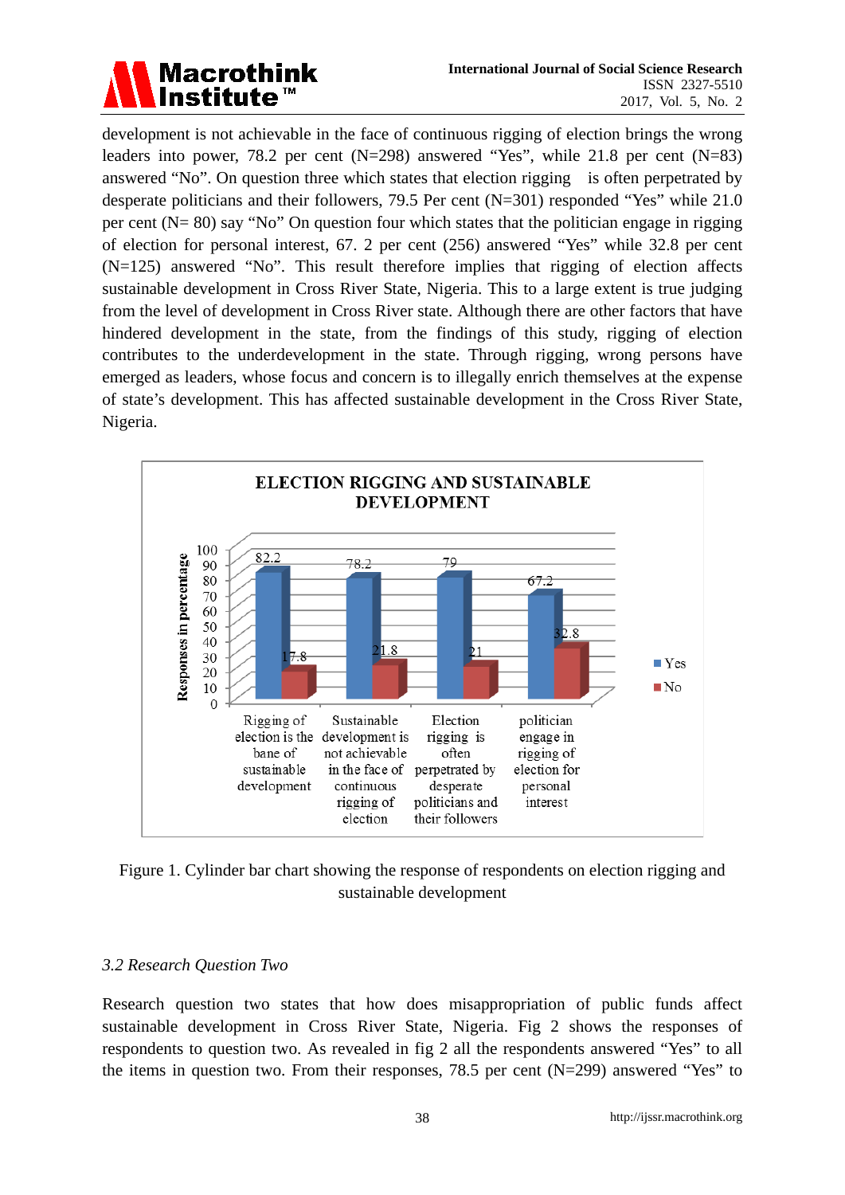development is not achievable in the face of continuous rigging of election brings the wrong leaders into power, 78.2 per cent (N=298) answered “Yes”, while 21.8 per cent (N=83) answered “No”. On question three which states that election rigging is often perpetrated by desperate politicians and their followers, 79.5 Per cent (N=301) responded “Yes” while 21.0 per cent (N= 80) say “No” On question four which states that the politician engage in rigging of election for personal interest, 67. 2 per cent (256) answered “Yes” while 32.8 per cent (N=125) answered “No”. This result therefore implies that rigging of election affects sustainable development in Cross River State, Nigeria. This to a large extent is true judging from the level of development in Cross River state. Although there are other factors that have hindered development in the state, from the findings of this study, rigging of election contributes to the underdevelopment in the state. Through rigging, wrong persons have emerged as leaders, whose focus and concern is to illegally enrich themselves at the expense of state’s development. This has affected sustainable development in the Cross River State, Nigeria.

**ELECTION RIGGING AND SUSTAINABLE DEVELOPMENT**

| Item | Yes | No |
|---|---|---|
| Rigging of election is the bane of sustainable development | 82.2 | 17.8 |
| Sustainable development is not achievable in the face of continuous rigging of election | 78.2 | 21.8 |
| Election rigging is often perpetrated by desperate politicians and their followers | 79 | 21 |
| politician engage in rigging of election for personal interest | 67.2 | 32.8 |

Figure 1. Cylinder bar chart showing the response of respondents on election rigging and sustainable development

### *3.2 Research Question Two*

Research question two states that how does misappropriation of public funds affect sustainable development in Cross River State, Nigeria. Fig 2 shows the responses of respondents to question two. As revealed in fig 2 all the respondents answered “Yes” to all the items in question two. From their responses, 78.5 per cent (N=299) answered “Yes” to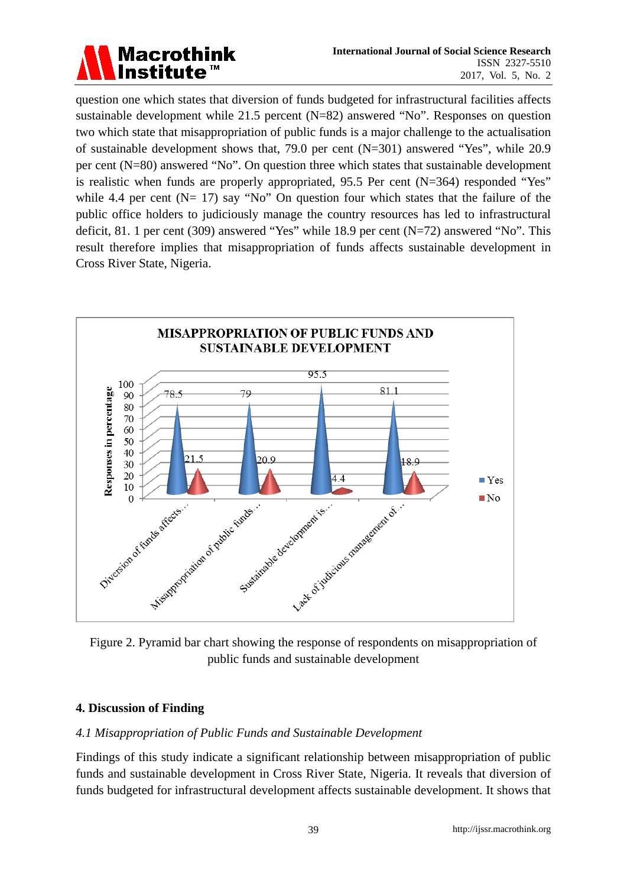question one which states that diversion of funds budgeted for infrastructural facilities affects sustainable development while 21.5 percent (N=82) answered "No". Responses on question two which state that misappropriation of public funds is a major challenge to the actualisation of sustainable development shows that, 79.0 per cent (N=301) answered "Yes", while 20.9 per cent (N=80) answered "No". On question three which states that sustainable development is realistic when funds are properly appropriated, 95.5 Per cent (N=364) responded "Yes" while 4.4 per cent (N= 17) say "No" On question four which states that the failure of the public office holders to judiciously manage the country resources has led to infrastructural deficit, 81. 1 per cent (309) answered "Yes" while 18.9 per cent (N=72) answered "No". This result therefore implies that misappropriation of funds affects sustainable development in Cross River State, Nigeria.

Figure 2. Pyramid bar chart showing the response of respondents on misappropriation of public funds and sustainable development

## 4. Discussion of Finding

### *4.1 Misappropriation of Public Funds and Sustainable Development*

Findings of this study indicate a significant relationship between misappropriation of public funds and sustainable development in Cross River State, Nigeria. It reveals that diversion of funds budgeted for infrastructural development affects sustainable development. It shows that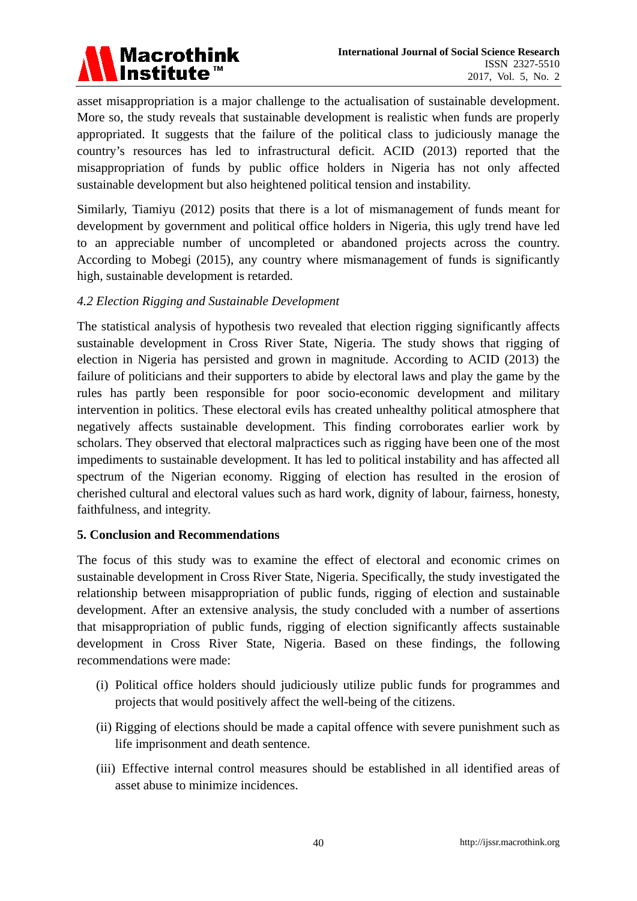asset misappropriation is a major challenge to the actualisation of sustainable development. More so, the study reveals that sustainable development is realistic when funds are properly appropriated. It suggests that the failure of the political class to judiciously manage the country's resources has led to infrastructural deficit. ACID (2013) reported that the misappropriation of funds by public office holders in Nigeria has not only affected sustainable development but also heightened political tension and instability.

Similarly, Tiamiyu (2012) posits that there is a lot of mismanagement of funds meant for development by government and political office holders in Nigeria, this ugly trend have led to an appreciable number of uncompleted or abandoned projects across the country. According to Mobegi (2015), any country where mismanagement of funds is significantly high, sustainable development is retarded.

### *4.2 Election Rigging and Sustainable Development*

The statistical analysis of hypothesis two revealed that election rigging significantly affects sustainable development in Cross River State, Nigeria. The study shows that rigging of election in Nigeria has persisted and grown in magnitude. According to ACID (2013) the failure of politicians and their supporters to abide by electoral laws and play the game by the rules has partly been responsible for poor socio-economic development and military intervention in politics. These electoral evils has created unhealthy political atmosphere that negatively affects sustainable development. This finding corroborates earlier work by scholars. They observed that electoral malpractices such as rigging have been one of the most impediments to sustainable development. It has led to political instability and has affected all spectrum of the Nigerian economy. Rigging of election has resulted in the erosion of cherished cultural and electoral values such as hard work, dignity of labour, fairness, honesty, faithfulness, and integrity.

## 5. Conclusion and Recommendations

The focus of this study was to examine the effect of electoral and economic crimes on sustainable development in Cross River State, Nigeria. Specifically, the study investigated the relationship between misappropriation of public funds, rigging of election and sustainable development. After an extensive analysis, the study concluded with a number of assertions that misappropriation of public funds, rigging of election significantly affects sustainable development in Cross River State, Nigeria. Based on these findings, the following recommendations were made:

(i) Political office holders should judiciously utilize public funds for programmes and projects that would positively affect the well-being of the citizens.

(ii) Rigging of elections should be made a capital offence with severe punishment such as life imprisonment and death sentence.

(iii) Effective internal control measures should be established in all identified areas of asset abuse to minimize incidences.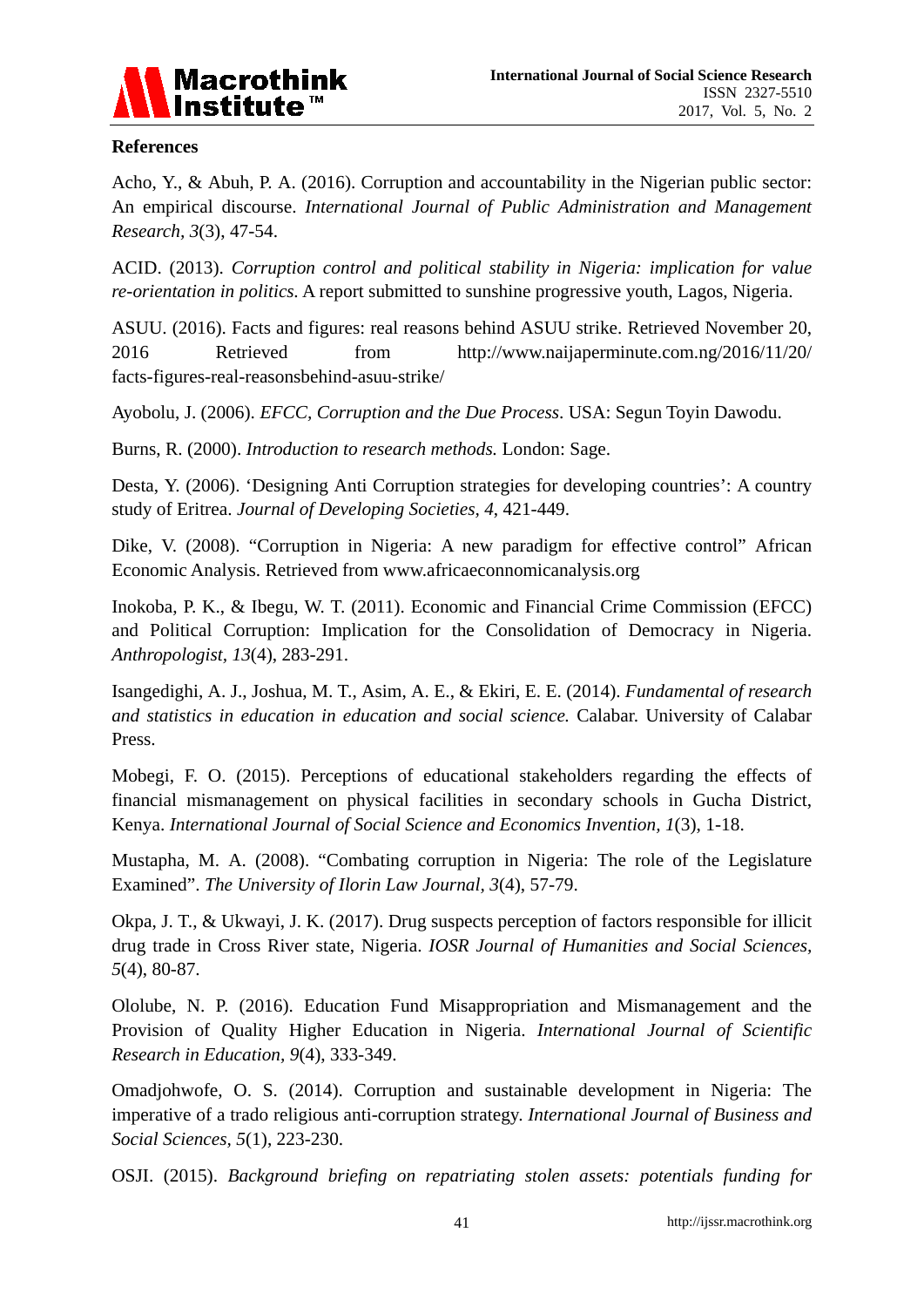## References

Acho, Y., & Abuh, P. A. (2016). Corruption and accountability in the Nigerian public sector: An empirical discourse. *International Journal of Public Administration and Management Research, 3*(3), 47-54.

ACID. (2013). *Corruption control and political stability in Nigeria: implication for value re-orientation in politics*. A report submitted to sunshine progressive youth, Lagos, Nigeria.

ASUU. (2016). Facts and figures: real reasons behind ASUU strike. Retrieved November 20, 2016 Retrieved from http://www.naijaperminute.com.ng/2016/11/20/facts-figures-real-reasonsbehind-asuu-strike/

Ayobolu, J. (2006). *EFCC, Corruption and the Due Process*. USA: Segun Toyin Dawodu.

Burns, R. (2000). *Introduction to research methods.* London: Sage.

Desta, Y. (2006). 'Designing Anti Corruption strategies for developing countries': A country study of Eritrea. *Journal of Developing Societies, 4*, 421-449.

Dike, V. (2008). "Corruption in Nigeria: A new paradigm for effective control" African Economic Analysis. Retrieved from www.africaeconnomicanalysis.org

Inokoba, P. K., & Ibegu, W. T. (2011). Economic and Financial Crime Commission (EFCC) and Political Corruption: Implication for the Consolidation of Democracy in Nigeria. *Anthropologist, 13*(4), 283-291.

Isangedighi, A. J., Joshua, M. T., Asim, A. E., & Ekiri, E. E. (2014). *Fundamental of research and statistics in education in education and social science.* Calabar. University of Calabar Press.

Mobegi, F. O. (2015). Perceptions of educational stakeholders regarding the effects of financial mismanagement on physical facilities in secondary schools in Gucha District, Kenya. *International Journal of Social Science and Economics Invention, 1*(3), 1-18.

Mustapha, M. A. (2008). "Combating corruption in Nigeria: The role of the Legislature Examined". *The University of Ilorin Law Journal, 3*(4), 57-79.

Okpa, J. T., & Ukwayi, J. K. (2017). Drug suspects perception of factors responsible for illicit drug trade in Cross River state, Nigeria. *IOSR Journal of Humanities and Social Sciences, 5*(4), 80-87.

Ololube, N. P. (2016). Education Fund Misappropriation and Mismanagement and the Provision of Quality Higher Education in Nigeria. *International Journal of Scientific Research in Education, 9*(4), 333-349.

Omadjohwofe, O. S. (2014). Corruption and sustainable development in Nigeria: The imperative of a trado religious anti-corruption strategy. *International Journal of Business and Social Sciences, 5*(1), 223-230.

OSJI. (2015). *Background briefing on repatriating stolen assets: potentials funding for*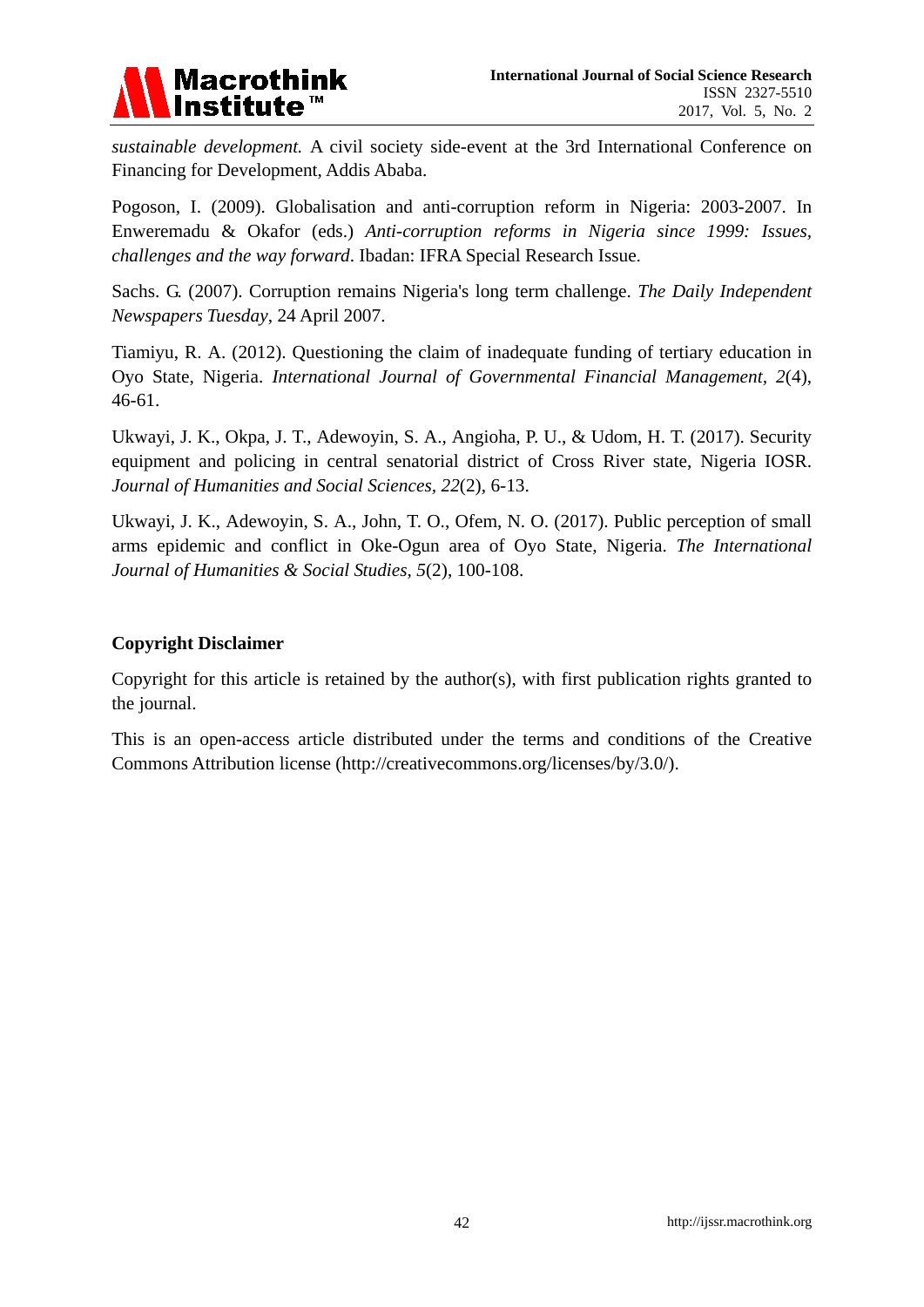*sustainable development.* A civil society side-event at the 3rd International Conference on Financing for Development, Addis Ababa.

Pogoson, I. (2009). Globalisation and anti-corruption reform in Nigeria: 2003-2007. In Enweremadu & Okafor (eds.) *Anti-corruption reforms in Nigeria since 1999: Issues, challenges and the way forward*. Ibadan: IFRA Special Research Issue.

Sachs. G. (2007). Corruption remains Nigeria's long term challenge. *The Daily Independent Newspapers Tuesday*, 24 April 2007.

Tiamiyu, R. A. (2012). Questioning the claim of inadequate funding of tertiary education in Oyo State, Nigeria. *International Journal of Governmental Financial Management, 2*(4), 46-61.

Ukwayi, J. K., Okpa, J. T., Adewoyin, S. A., Angioha, P. U., & Udom, H. T. (2017). Security equipment and policing in central senatorial district of Cross River state, Nigeria IOSR. *Journal of Humanities and Social Sciences, 22*(2), 6-13.

Ukwayi, J. K., Adewoyin, S. A., John, T. O., Ofem, N. O. (2017). Public perception of small arms epidemic and conflict in Oke-Ogun area of Oyo State, Nigeria. *The International Journal of Humanities & Social Studies, 5*(2), 100-108.

## Copyright Disclaimer

Copyright for this article is retained by the author(s), with first publication rights granted to the journal.

This is an open-access article distributed under the terms and conditions of the Creative Commons Attribution license (http://creativecommons.org/licenses/by/3.0/).